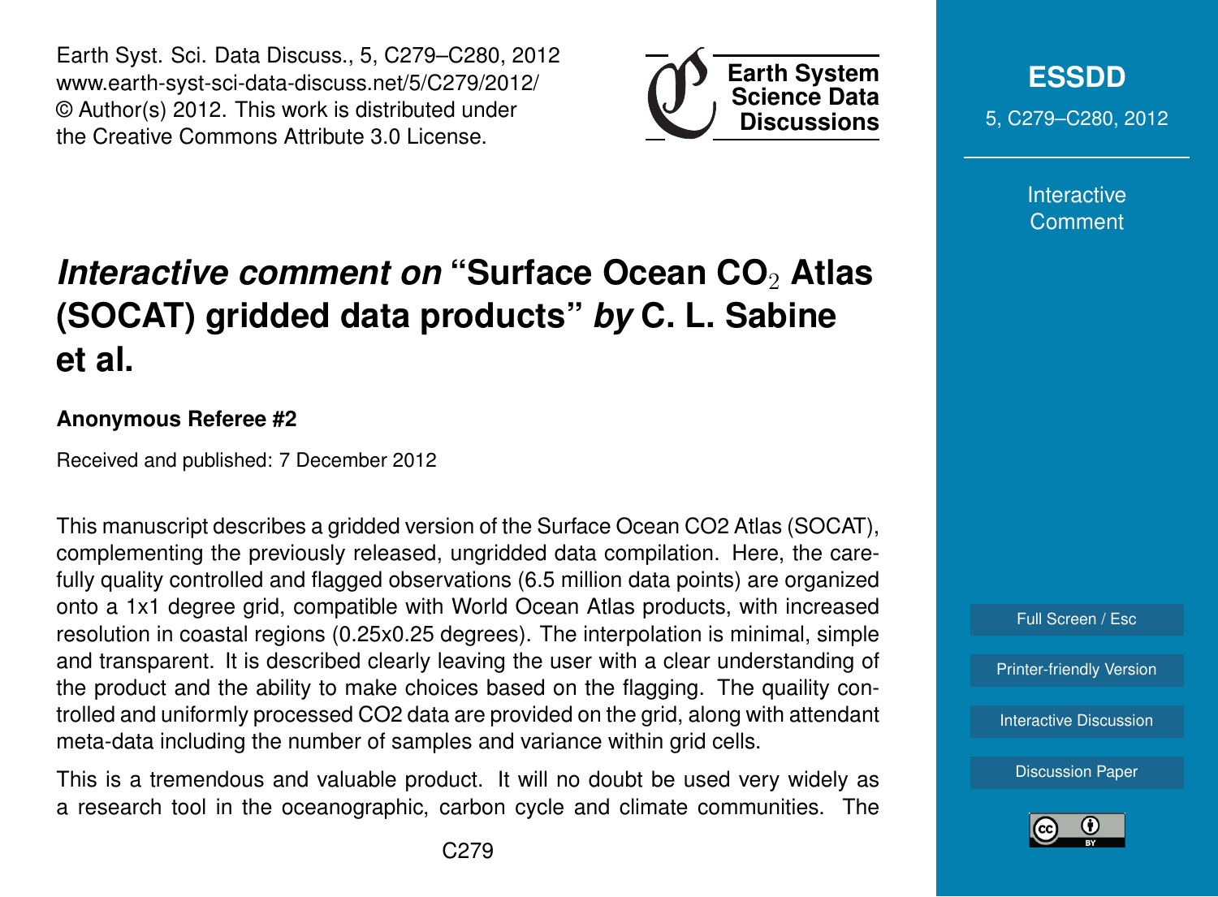# *Interactive comment on* "Surface Ocean $CO_2$ Atlas (SOCAT) gridded data products" *by* C. L. Sabine et al.

**Anonymous Referee #2**

Received and published: 7 December 2012

This manuscript describes a gridded version of the Surface Ocean CO2 Atlas (SOCAT), complementing the previously released, ungridded data compilation. Here, the carefully quality controlled and flagged observations (6.5 million data points) are organized onto a 1x1 degree grid, compatible with World Ocean Atlas products, with increased resolution in coastal regions (0.25x0.25 degrees). The interpolation is minimal, simple and transparent. It is described clearly leaving the user with a clear understanding of the product and the ability to make choices based on the flagging. The quaility controlled and uniformly processed CO2 data are provided on the grid, along with attendant meta-data including the number of samples and variance within grid cells.

This is a tremendous and valuable product. It will no doubt be used very widely as a research tool in the oceanographic, carbon cycle and climate communities. The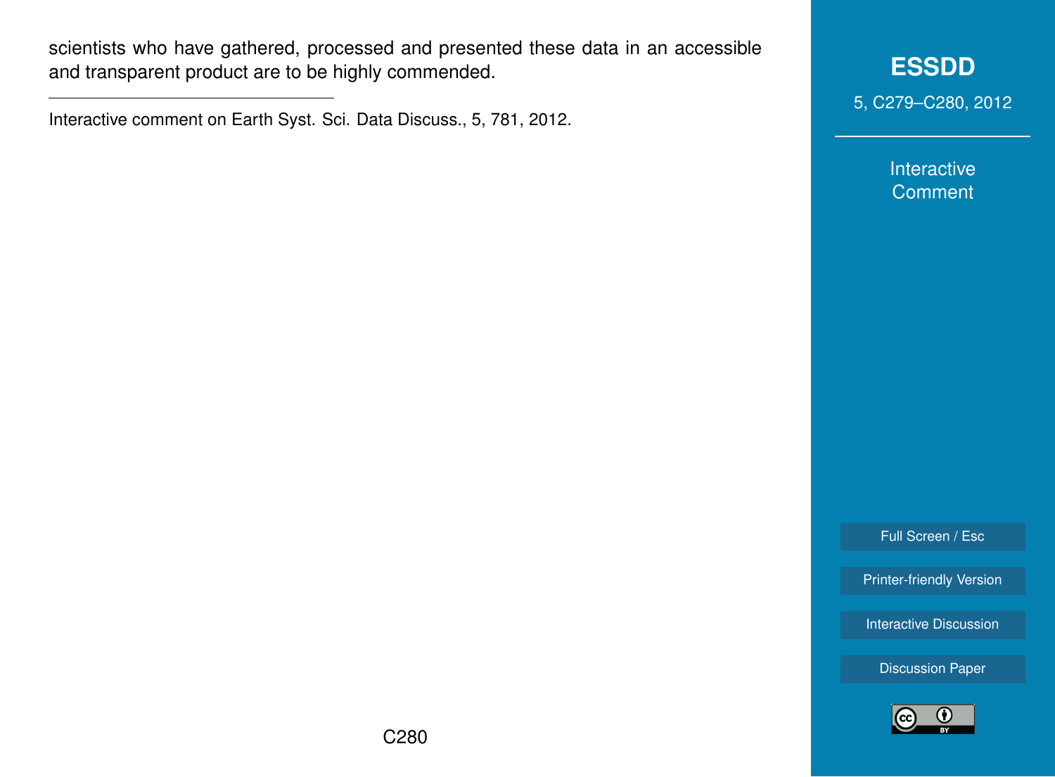scientists who have gathered, processed and presented these data in an accessible and transparent product are to be highly commended.

---

Interactive comment on Earth Syst. Sci. Data Discuss., 5, 781, 2012.